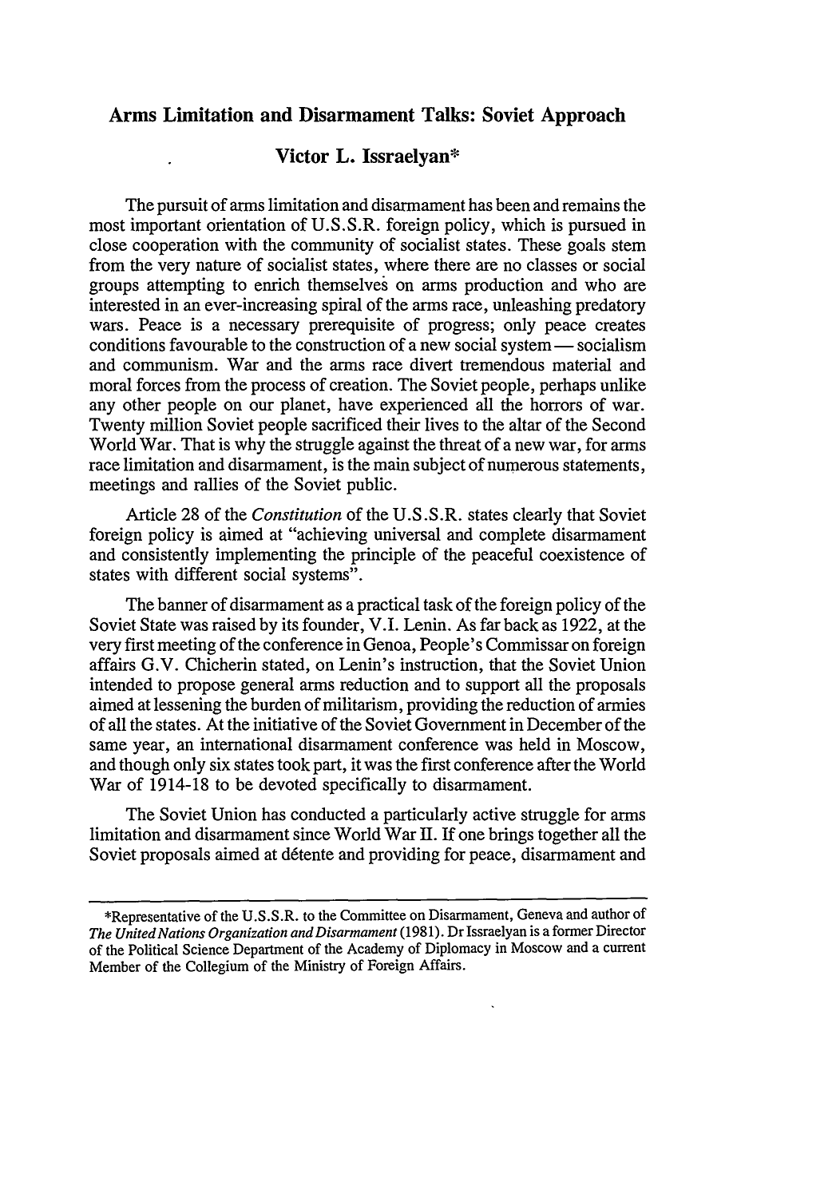# Arms Limitation and Disarmament Talks: Soviet Approach

## Victor L. Issraelyan*

The pursuit of arms limitation and disarmament has been and remains the most important orientation of U.S.S.R. foreign policy, which is pursued in close cooperation with the community of socialist states. These goals stem from the very nature of socialist states, where there are no classes or social groups attempting to enrich themselves on arms production and who are interested in an ever-increasing spiral of the arms race, unleashing predatory wars. Peace is a necessary prerequisite of progress; only peace creates conditions favourable to the construction of a new social system — socialism and communism. War and the arms race divert tremendous material and moral forces from the process of creation. The Soviet people, perhaps unlike any other people on our planet, have experienced all the horrors of war. Twenty million Soviet people sacrificed their lives to the altar of the Second World War. That is why the struggle against the threat of a new war, for arms race limitation and disarmament, is the main subject of numerous statements, meetings and rallies of the Soviet public.

Article 28 of the *Constitution* of the U.S.S.R. states clearly that Soviet foreign policy is aimed at "achieving universal and complete disarmament and consistently implementing the principle of the peaceful coexistence of states with different social systems".

The banner of disarmament as a practical task of the foreign policy of the Soviet State was raised by its founder, V.I. Lenin. As far back as 1922, at the very first meeting of the conference in Genoa, People's Commissar on foreign affairs G.V. Chicherin stated, on Lenin's instruction, that the Soviet Union intended to propose general arms reduction and to support all the proposals aimed at lessening the burden of militarism, providing the reduction of armies of all the states. At the initiative of the Soviet Government in December of the same year, an international disarmament conference was held in Moscow, and though only six states took part, it was the first conference after the World War of 1914-18 to be devoted specifically to disarmament.

The Soviet Union has conducted a particularly active struggle for arms limitation and disarmament since World War II. If one brings together all the Soviet proposals aimed at détente and providing for peace, disarmament and

---

*Representative of the U.S.S.R. to the Committee on Disarmament, Geneva and author of *The United Nations Organization and Disarmament* (1981). Dr Issraelyan is a former Director of the Political Science Department of the Academy of Diplomacy in Moscow and a current Member of the Collegium of the Ministry of Foreign Affairs.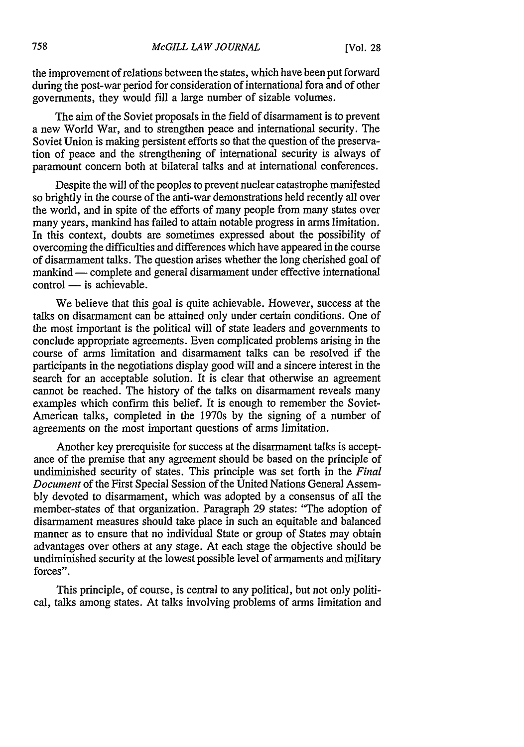the improvement of relations between the states, which have been put forward during the post-war period for consideration of international fora and of other governments, they would fill a large number of sizable volumes.

The aim of the Soviet proposals in the field of disarmament is to prevent a new World War, and to strengthen peace and international security. The Soviet Union is making persistent efforts so that the question of the preservation of peace and the strengthening of international security is always of paramount concern both at bilateral talks and at international conferences.

Despite the will of the peoples to prevent nuclear catastrophe manifested so brightly in the course of the anti-war demonstrations held recently all over the world, and in spite of the efforts of many people from many states over many years, mankind has failed to attain notable progress in arms limitation. In this context, doubts are sometimes expressed about the possibility of overcoming the difficulties and differences which have appeared in the course of disarmament talks. The question arises whether the long cherished goal of mankind — complete and general disarmament under effective international control — is achievable.

We believe that this goal is quite achievable. However, success at the talks on disarmament can be attained only under certain conditions. One of the most important is the political will of state leaders and governments to conclude appropriate agreements. Even complicated problems arising in the course of arms limitation and disarmament talks can be resolved if the participants in the negotiations display good will and a sincere interest in the search for an acceptable solution. It is clear that otherwise an agreement cannot be reached. The history of the talks on disarmament reveals many examples which confirm this belief. It is enough to remember the Soviet-American talks, completed in the 1970s by the signing of a number of agreements on the most important questions of arms limitation.

Another key prerequisite for success at the disarmament talks is acceptance of the premise that any agreement should be based on the principle of undiminished security of states. This principle was set forth in the *Final Document* of the First Special Session of the United Nations General Assembly devoted to disarmament, which was adopted by a consensus of all the member-states of that organization. Paragraph 29 states: "The adoption of disarmament measures should take place in such an equitable and balanced manner as to ensure that no individual State or group of States may obtain advantages over others at any stage. At each stage the objective should be undiminished security at the lowest possible level of armaments and military forces".

This principle, of course, is central to any political, but not only political, talks among states. At talks involving problems of arms limitation and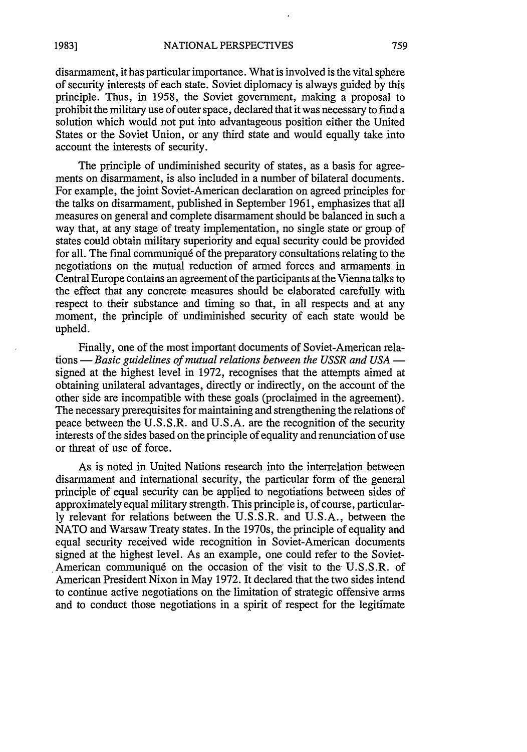disarmament, it has particular importance. What is involved is the vital sphere of security interests of each state. Soviet diplomacy is always guided by this principle. Thus, in 1958, the Soviet government, making a proposal to prohibit the military use of outer space, declared that it was necessary to find a solution which would not put into advantageous position either the United States or the Soviet Union, or any third state and would equally take into account the interests of security.

The principle of undiminished security of states, as a basis for agreements on disarmament, is also included in a number of bilateral documents. For example, the joint Soviet-American declaration on agreed principles for the talks on disarmament, published in September 1961, emphasizes that all measures on general and complete disarmament should be balanced in such a way that, at any stage of treaty implementation, no single state or group of states could obtain military superiority and equal security could be provided for all. The final communiqué of the preparatory consultations relating to the negotiations on the mutual reduction of armed forces and armaments in Central Europe contains an agreement of the participants at the Vienna talks to the effect that any concrete measures should be elaborated carefully with respect to their substance and timing so that, in all respects and at any moment, the principle of undiminished security of each state would be upheld.

Finally, one of the most important documents of Soviet-American relations — *Basic guidelines of mutual relations between the USSR and USA* — signed at the highest level in 1972, recognises that the attempts aimed at obtaining unilateral advantages, directly or indirectly, on the account of the other side are incompatible with these goals (proclaimed in the agreement). The necessary prerequisites for maintaining and strengthening the relations of peace between the U.S.S.R. and U.S.A. are the recognition of the security interests of the sides based on the principle of equality and renunciation of use or threat of use of force.

As is noted in United Nations research into the interrelation between disarmament and international security, the particular form of the general principle of equal security can be applied to negotiations between sides of approximately equal military strength. This principle is, of course, particularly relevant for relations between the U.S.S.R. and U.S.A., between the NATO and Warsaw Treaty states. In the 1970s, the principle of equality and equal security received wide recognition in Soviet-American documents signed at the highest level. As an example, one could refer to the Soviet-American communiqué on the occasion of the visit to the U.S.S.R. of American President Nixon in May 1972. It declared that the two sides intend to continue active negotiations on the limitation of strategic offensive arms and to conduct those negotiations in a spirit of respect for the legitimate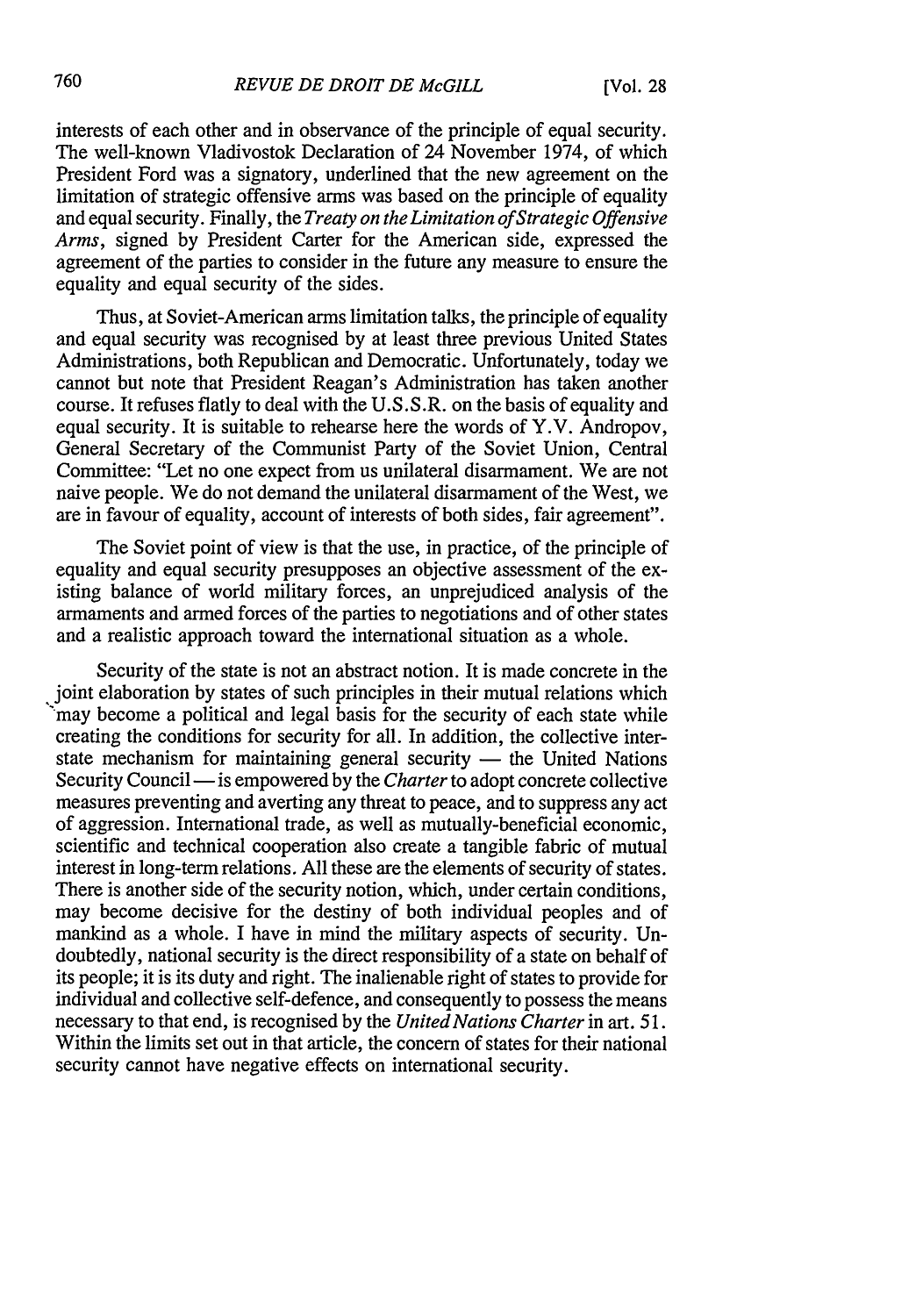interests of each other and in observance of the principle of equal security. The well-known Vladivostok Declaration of 24 November 1974, of which President Ford was a signatory, underlined that the new agreement on the limitation of strategic offensive arms was based on the principle of equality and equal security. Finally, the *Treaty on the Limitation of Strategic Offensive Arms*, signed by President Carter for the American side, expressed the agreement of the parties to consider in the future any measure to ensure the equality and equal security of the sides.

Thus, at Soviet-American arms limitation talks, the principle of equality and equal security was recognised by at least three previous United States Administrations, both Republican and Democratic. Unfortunately, today we cannot but note that President Reagan's Administration has taken another course. It refuses flatly to deal with the U.S.S.R. on the basis of equality and equal security. It is suitable to rehearse here the words of Y.V. Andropov, General Secretary of the Communist Party of the Soviet Union, Central Committee: "Let no one expect from us unilateral disarmament. We are not naive people. We do not demand the unilateral disarmament of the West, we are in favour of equality, account of interests of both sides, fair agreement".

The Soviet point of view is that the use, in practice, of the principle of equality and equal security presupposes an objective assessment of the existing balance of world military forces, an unprejudiced analysis of the armaments and armed forces of the parties to negotiations and of other states and a realistic approach toward the international situation as a whole.

Security of the state is not an abstract notion. It is made concrete in the joint elaboration by states of such principles in their mutual relations which may become a political and legal basis for the security of each state while creating the conditions for security for all. In addition, the collective inter-state mechanism for maintaining general security — the United Nations Security Council — is empowered by the *Charter* to adopt concrete collective measures preventing and averting any threat to peace, and to suppress any act of aggression. International trade, as well as mutually-beneficial economic, scientific and technical cooperation also create a tangible fabric of mutual interest in long-term relations. All these are the elements of security of states. There is another side of the security notion, which, under certain conditions, may become decisive for the destiny of both individual peoples and of mankind as a whole. I have in mind the military aspects of security. Undoubtedly, national security is the direct responsibility of a state on behalf of its people; it is its duty and right. The inalienable right of states to provide for individual and collective self-defence, and consequently to possess the means necessary to that end, is recognised by the *United Nations Charter* in art. 51. Within the limits set out in that article, the concern of states for their national security cannot have negative effects on international security.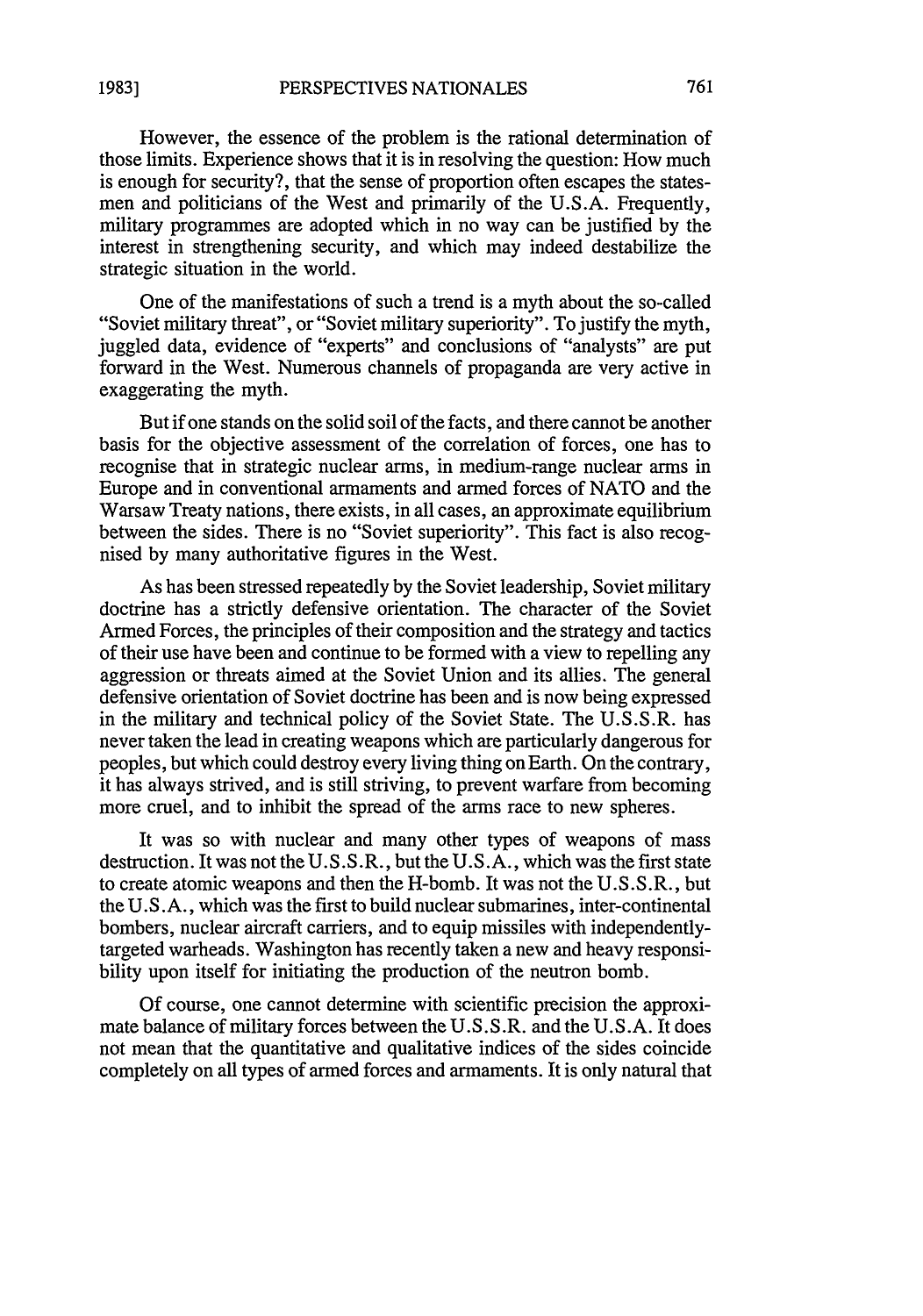However, the essence of the problem is the rational determination of those limits. Experience shows that it is in resolving the question: How much is enough for security?, that the sense of proportion often escapes the statesmen and politicians of the West and primarily of the U.S.A. Frequently, military programmes are adopted which in no way can be justified by the interest in strengthening security, and which may indeed destabilize the strategic situation in the world.

One of the manifestations of such a trend is a myth about the so-called "Soviet military threat", or "Soviet military superiority". To justify the myth, juggled data, evidence of "experts" and conclusions of "analysts" are put forward in the West. Numerous channels of propaganda are very active in exaggerating the myth.

But if one stands on the solid soil of the facts, and there cannot be another basis for the objective assessment of the correlation of forces, one has to recognise that in strategic nuclear arms, in medium-range nuclear arms in Europe and in conventional armaments and armed forces of NATO and the Warsaw Treaty nations, there exists, in all cases, an approximate equilibrium between the sides. There is no "Soviet superiority". This fact is also recognised by many authoritative figures in the West.

As has been stressed repeatedly by the Soviet leadership, Soviet military doctrine has a strictly defensive orientation. The character of the Soviet Armed Forces, the principles of their composition and the strategy and tactics of their use have been and continue to be formed with a view to repelling any aggression or threats aimed at the Soviet Union and its allies. The general defensive orientation of Soviet doctrine has been and is now being expressed in the military and technical policy of the Soviet State. The U.S.S.R. has never taken the lead in creating weapons which are particularly dangerous for peoples, but which could destroy every living thing on Earth. On the contrary, it has always strived, and is still striving, to prevent warfare from becoming more cruel, and to inhibit the spread of the arms race to new spheres.

It was so with nuclear and many other types of weapons of mass destruction. It was not the U.S.S.R., but the U.S.A., which was the first state to create atomic weapons and then the H-bomb. It was not the U.S.S.R., but the U.S.A., which was the first to build nuclear submarines, inter-continental bombers, nuclear aircraft carriers, and to equip missiles with independently-targeted warheads. Washington has recently taken a new and heavy responsibility upon itself for initiating the production of the neutron bomb.

Of course, one cannot determine with scientific precision the approximate balance of military forces between the U.S.S.R. and the U.S.A. It does not mean that the quantitative and qualitative indices of the sides coincide completely on all types of armed forces and armaments. It is only natural that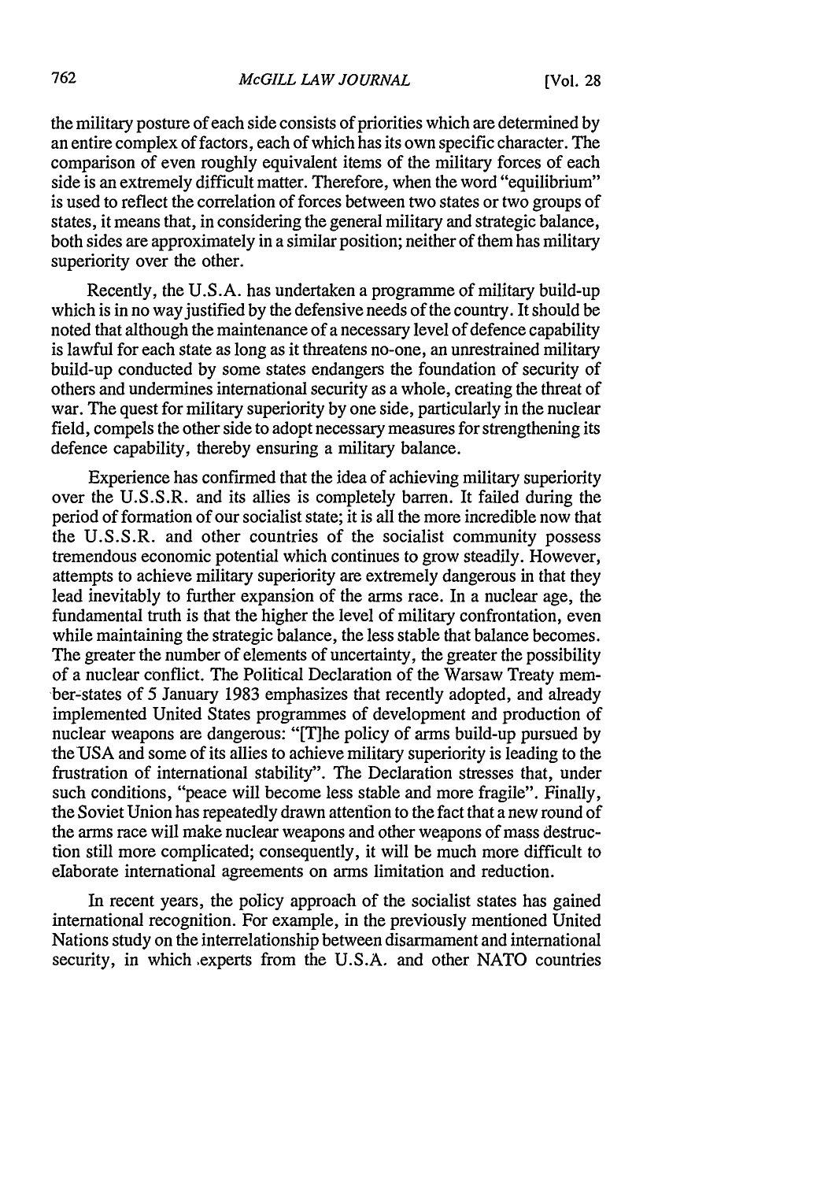the military posture of each side consists of priorities which are determined by an entire complex of factors, each of which has its own specific character. The comparison of even roughly equivalent items of the military forces of each side is an extremely difficult matter. Therefore, when the word "equilibrium" is used to reflect the correlation of forces between two states or two groups of states, it means that, in considering the general military and strategic balance, both sides are approximately in a similar position; neither of them has military superiority over the other.

Recently, the U.S.A. has undertaken a programme of military build-up which is in no way justified by the defensive needs of the country. It should be noted that although the maintenance of a necessary level of defence capability is lawful for each state as long as it threatens no-one, an unrestrained military build-up conducted by some states endangers the foundation of security of others and undermines international security as a whole, creating the threat of war. The quest for military superiority by one side, particularly in the nuclear field, compels the other side to adopt necessary measures for strengthening its defence capability, thereby ensuring a military balance.

Experience has confirmed that the idea of achieving military superiority over the U.S.S.R. and its allies is completely barren. It failed during the period of formation of our socialist state; it is all the more incredible now that the U.S.S.R. and other countries of the socialist community possess tremendous economic potential which continues to grow steadily. However, attempts to achieve military superiority are extremely dangerous in that they lead inevitably to further expansion of the arms race. In a nuclear age, the fundamental truth is that the higher the level of military confrontation, even while maintaining the strategic balance, the less stable that balance becomes. The greater the number of elements of uncertainty, the greater the possibility of a nuclear conflict. The Political Declaration of the Warsaw Treaty member-states of 5 January 1983 emphasizes that recently adopted, and already implemented United States programmes of development and production of nuclear weapons are dangerous: "[T]he policy of arms build-up pursued by the USA and some of its allies to achieve military superiority is leading to the frustration of international stability". The Declaration stresses that, under such conditions, "peace will become less stable and more fragile". Finally, the Soviet Union has repeatedly drawn attention to the fact that a new round of the arms race will make nuclear weapons and other weapons of mass destruction still more complicated; consequently, it will be much more difficult to elaborate international agreements on arms limitation and reduction.

In recent years, the policy approach of the socialist states has gained international recognition. For example, in the previously mentioned United Nations study on the interrelationship between disarmament and international security, in which experts from the U.S.A. and other NATO countries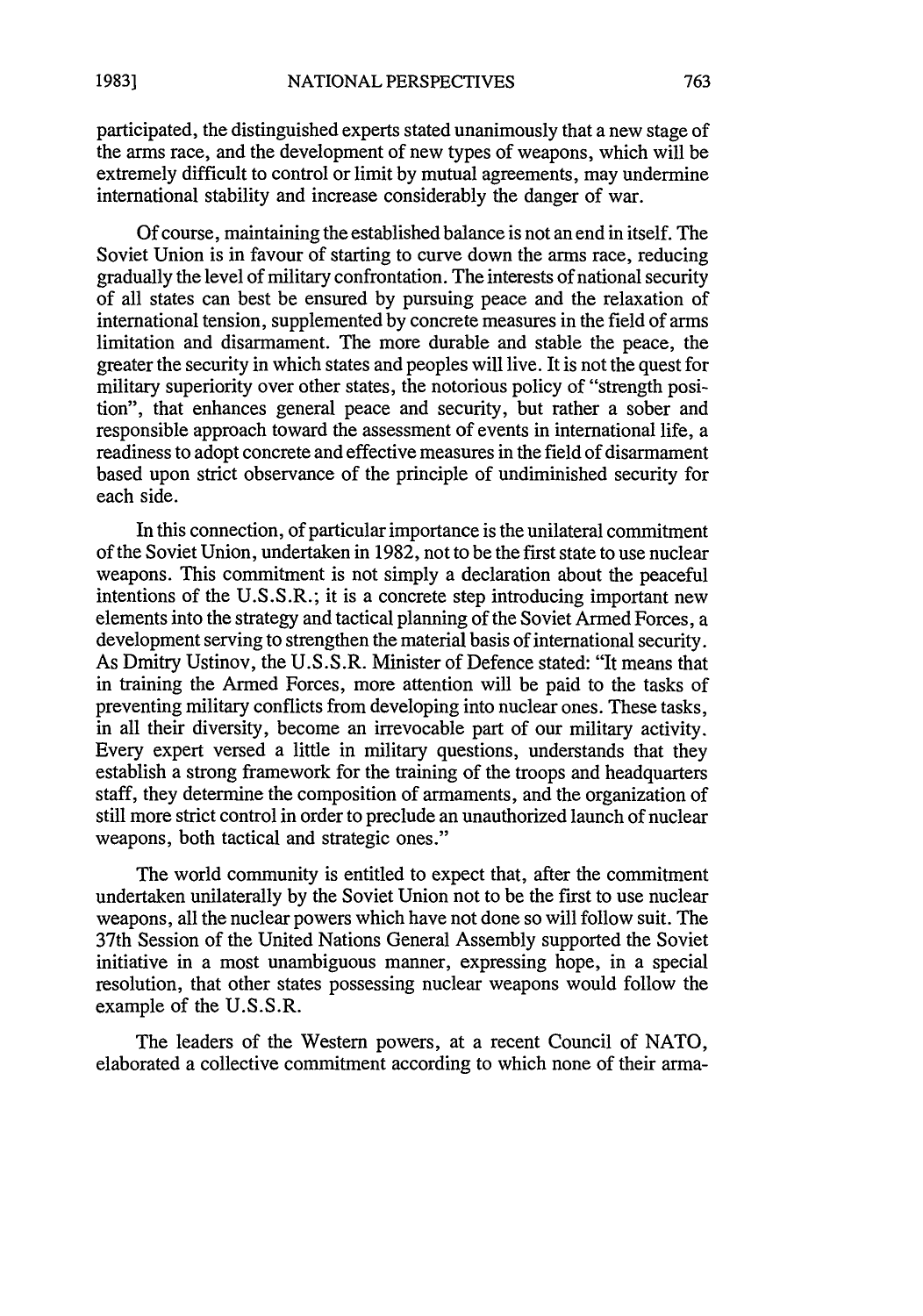participated, the distinguished experts stated unanimously that a new stage of the arms race, and the development of new types of weapons, which will be extremely difficult to control or limit by mutual agreements, may undermine international stability and increase considerably the danger of war.

Of course, maintaining the established balance is not an end in itself. The Soviet Union is in favour of starting to curve down the arms race, reducing gradually the level of military confrontation. The interests of national security of all states can best be ensured by pursuing peace and the relaxation of international tension, supplemented by concrete measures in the field of arms limitation and disarmament. The more durable and stable the peace, the greater the security in which states and peoples will live. It is not the quest for military superiority over other states, the notorious policy of "strength position", that enhances general peace and security, but rather a sober and responsible approach toward the assessment of events in international life, a readiness to adopt concrete and effective measures in the field of disarmament based upon strict observance of the principle of undiminished security for each side.

In this connection, of particular importance is the unilateral commitment of the Soviet Union, undertaken in 1982, not to be the first state to use nuclear weapons. This commitment is not simply a declaration about the peaceful intentions of the U.S.S.R.; it is a concrete step introducing important new elements into the strategy and tactical planning of the Soviet Armed Forces, a development serving to strengthen the material basis of international security. As Dmitry Ustinov, the U.S.S.R. Minister of Defence stated: "It means that in training the Armed Forces, more attention will be paid to the tasks of preventing military conflicts from developing into nuclear ones. These tasks, in all their diversity, become an irrevocable part of our military activity. Every expert versed a little in military questions, understands that they establish a strong framework for the training of the troops and headquarters staff, they determine the composition of armaments, and the organization of still more strict control in order to preclude an unauthorized launch of nuclear weapons, both tactical and strategic ones."

The world community is entitled to expect that, after the commitment undertaken unilaterally by the Soviet Union not to be the first to use nuclear weapons, all the nuclear powers which have not done so will follow suit. The 37th Session of the United Nations General Assembly supported the Soviet initiative in a most unambiguous manner, expressing hope, in a special resolution, that other states possessing nuclear weapons would follow the example of the U.S.S.R.

The leaders of the Western powers, at a recent Council of NATO, elaborated a collective commitment according to which none of their arma-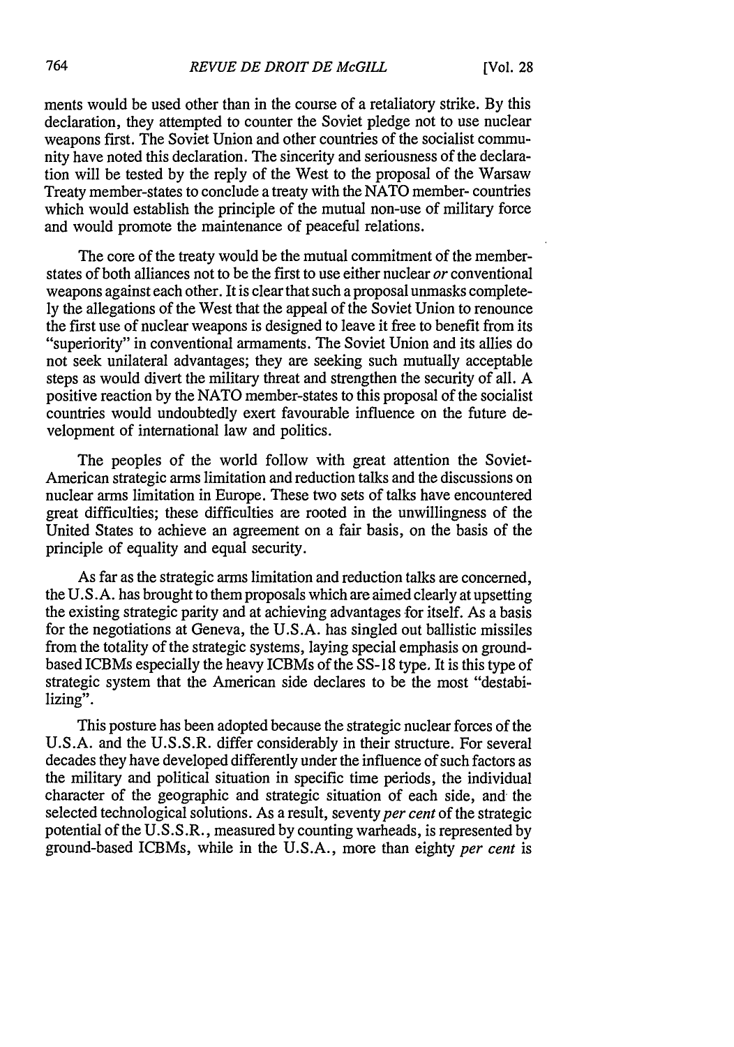ments would be used other than in the course of a retaliatory strike. By this declaration, they attempted to counter the Soviet pledge not to use nuclear weapons first. The Soviet Union and other countries of the socialist community have noted this declaration. The sincerity and seriousness of the declaration will be tested by the reply of the West to the proposal of the Warsaw Treaty member-states to conclude a treaty with the NATO member- countries which would establish the principle of the mutual non-use of military force and would promote the maintenance of peaceful relations.

The core of the treaty would be the mutual commitment of the member-states of both alliances not to be the first to use either nuclear *or* conventional weapons against each other. It is clear that such a proposal unmasks completely the allegations of the West that the appeal of the Soviet Union to renounce the first use of nuclear weapons is designed to leave it free to benefit from its "superiority" in conventional armaments. The Soviet Union and its allies do not seek unilateral advantages; they are seeking such mutually acceptable steps as would divert the military threat and strengthen the security of all. A positive reaction by the NATO member-states to this proposal of the socialist countries would undoubtedly exert favourable influence on the future development of international law and politics.

The peoples of the world follow with great attention the Soviet-American strategic arms limitation and reduction talks and the discussions on nuclear arms limitation in Europe. These two sets of talks have encountered great difficulties; these difficulties are rooted in the unwillingness of the United States to achieve an agreement on a fair basis, on the basis of the principle of equality and equal security.

As far as the strategic arms limitation and reduction talks are concerned, the U.S.A. has brought to them proposals which are aimed clearly at upsetting the existing strategic parity and at achieving advantages for itself. As a basis for the negotiations at Geneva, the U.S.A. has singled out ballistic missiles from the totality of the strategic systems, laying special emphasis on ground-based ICBMs especially the heavy ICBMs of the SS-18 type. It is this type of strategic system that the American side declares to be the most "destabilizing".

This posture has been adopted because the strategic nuclear forces of the U.S.A. and the U.S.S.R. differ considerably in their structure. For several decades they have developed differently under the influence of such factors as the military and political situation in specific time periods, the individual character of the geographic and strategic situation of each side, and the selected technological solutions. As a result, seventy *per cent* of the strategic potential of the U.S.S.R., measured by counting warheads, is represented by ground-based ICBMs, while in the U.S.A., more than eighty *per cent* is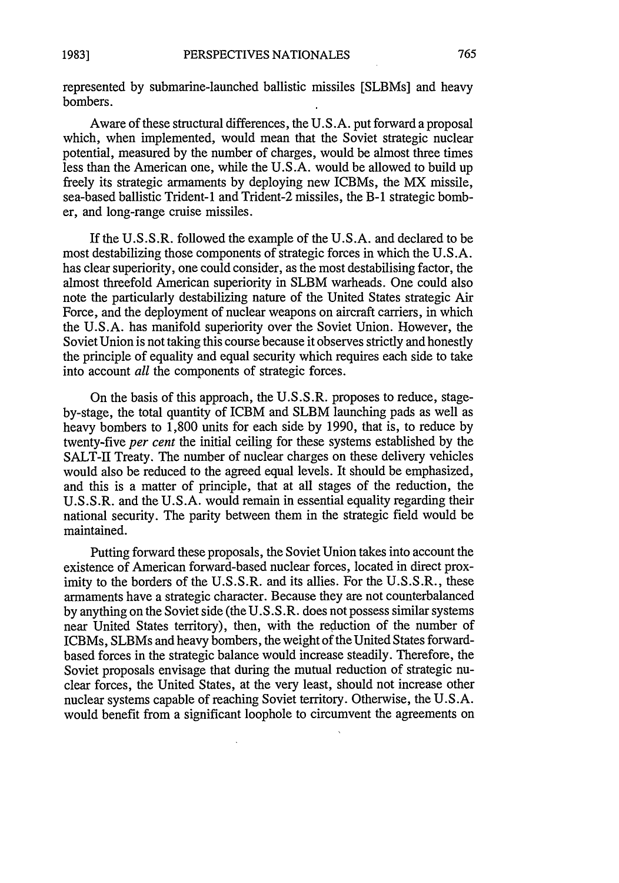represented by submarine-launched ballistic missiles [SLBMs] and heavy bombers.

Aware of these structural differences, the U.S.A. put forward a proposal which, when implemented, would mean that the Soviet strategic nuclear potential, measured by the number of charges, would be almost three times less than the American one, while the U.S.A. would be allowed to build up freely its strategic armaments by deploying new ICBMs, the MX missile, sea-based ballistic Trident-1 and Trident-2 missiles, the B-1 strategic bomber, and long-range cruise missiles.

If the U.S.S.R. followed the example of the U.S.A. and declared to be most destabilizing those components of strategic forces in which the U.S.A. has clear superiority, one could consider, as the most destabilising factor, the almost threefold American superiority in SLBM warheads. One could also note the particularly destabilizing nature of the United States strategic Air Force, and the deployment of nuclear weapons on aircraft carriers, in which the U.S.A. has manifold superiority over the Soviet Union. However, the Soviet Union is not taking this course because it observes strictly and honestly the principle of equality and equal security which requires each side to take into account *all* the components of strategic forces.

On the basis of this approach, the U.S.S.R. proposes to reduce, stage-by-stage, the total quantity of ICBM and SLBM launching pads as well as heavy bombers to 1,800 units for each side by 1990, that is, to reduce by twenty-five *per cent* the initial ceiling for these systems established by the SALT-II Treaty. The number of nuclear charges on these delivery vehicles would also be reduced to the agreed equal levels. It should be emphasized, and this is a matter of principle, that at all stages of the reduction, the U.S.S.R. and the U.S.A. would remain in essential equality regarding their national security. The parity between them in the strategic field would be maintained.

Putting forward these proposals, the Soviet Union takes into account the existence of American forward-based nuclear forces, located in direct proximity to the borders of the U.S.S.R. and its allies. For the U.S.S.R., these armaments have a strategic character. Because they are not counterbalanced by anything on the Soviet side (the U.S.S.R. does not possess similar systems near United States territory), then, with the reduction of the number of ICBMs, SLBMs and heavy bombers, the weight of the United States forward-based forces in the strategic balance would increase steadily. Therefore, the Soviet proposals envisage that during the mutual reduction of strategic nuclear forces, the United States, at the very least, should not increase other nuclear systems capable of reaching Soviet territory. Otherwise, the U.S.A. would benefit from a significant loophole to circumvent the agreements on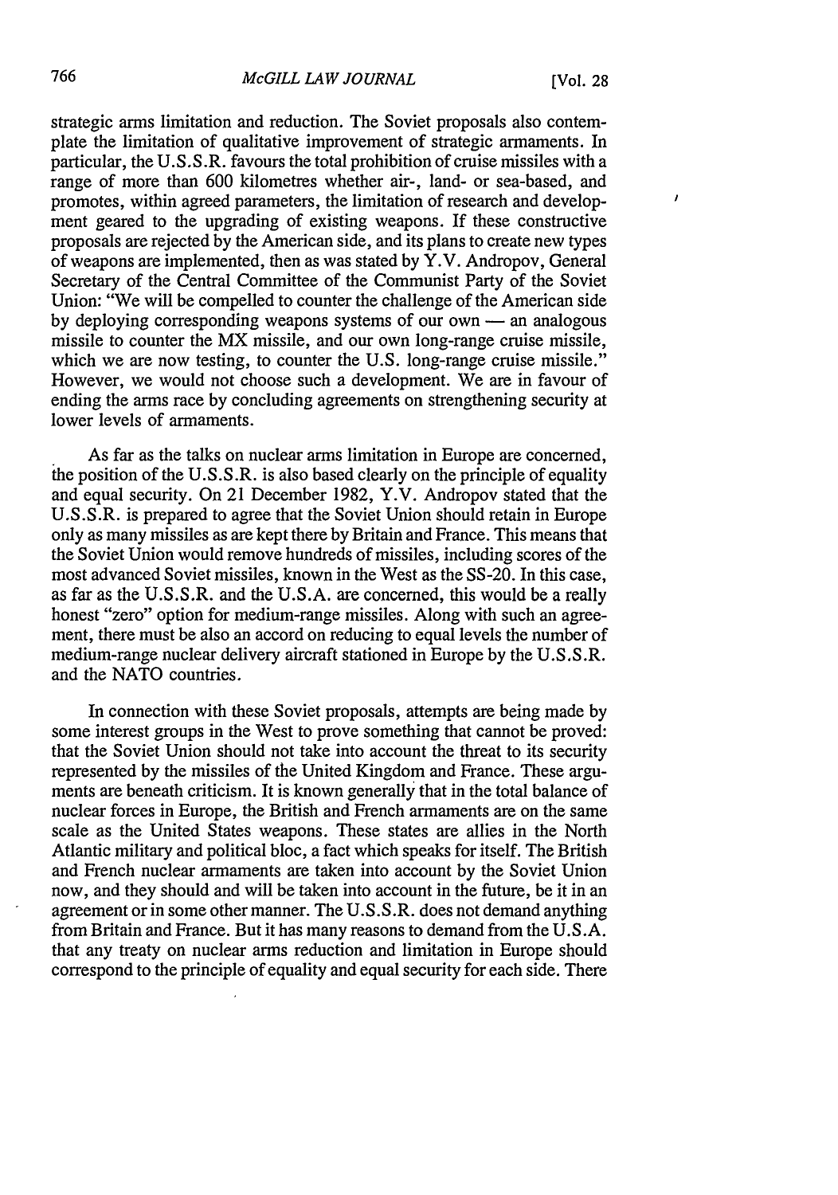strategic arms limitation and reduction. The Soviet proposals also contemplate the limitation of qualitative improvement of strategic armaments. In particular, the U.S.S.R. favours the total prohibition of cruise missiles with a range of more than 600 kilometres whether air-, land- or sea-based, and promotes, within agreed parameters, the limitation of research and development geared to the upgrading of existing weapons. If these constructive proposals are rejected by the American side, and its plans to create new types of weapons are implemented, then as was stated by Y.V. Andropov, General Secretary of the Central Committee of the Communist Party of the Soviet Union: "We will be compelled to counter the challenge of the American side by deploying corresponding weapons systems of our own — an analogous missile to counter the MX missile, and our own long-range cruise missile, which we are now testing, to counter the U.S. long-range cruise missile." However, we would not choose such a development. We are in favour of ending the arms race by concluding agreements on strengthening security at lower levels of armaments.

As far as the talks on nuclear arms limitation in Europe are concerned, the position of the U.S.S.R. is also based clearly on the principle of equality and equal security. On 21 December 1982, Y.V. Andropov stated that the U.S.S.R. is prepared to agree that the Soviet Union should retain in Europe only as many missiles as are kept there by Britain and France. This means that the Soviet Union would remove hundreds of missiles, including scores of the most advanced Soviet missiles, known in the West as the SS-20. In this case, as far as the U.S.S.R. and the U.S.A. are concerned, this would be a really honest "zero" option for medium-range missiles. Along with such an agreement, there must be also an accord on reducing to equal levels the number of medium-range nuclear delivery aircraft stationed in Europe by the U.S.S.R. and the NATO countries.

In connection with these Soviet proposals, attempts are being made by some interest groups in the West to prove something that cannot be proved: that the Soviet Union should not take into account the threat to its security represented by the missiles of the United Kingdom and France. These arguments are beneath criticism. It is known generally that in the total balance of nuclear forces in Europe, the British and French armaments are on the same scale as the United States weapons. These states are allies in the North Atlantic military and political bloc, a fact which speaks for itself. The British and French nuclear armaments are taken into account by the Soviet Union now, and they should and will be taken into account in the future, be it in an agreement or in some other manner. The U.S.S.R. does not demand anything from Britain and France. But it has many reasons to demand from the U.S.A. that any treaty on nuclear arms reduction and limitation in Europe should correspond to the principle of equality and equal security for each side. There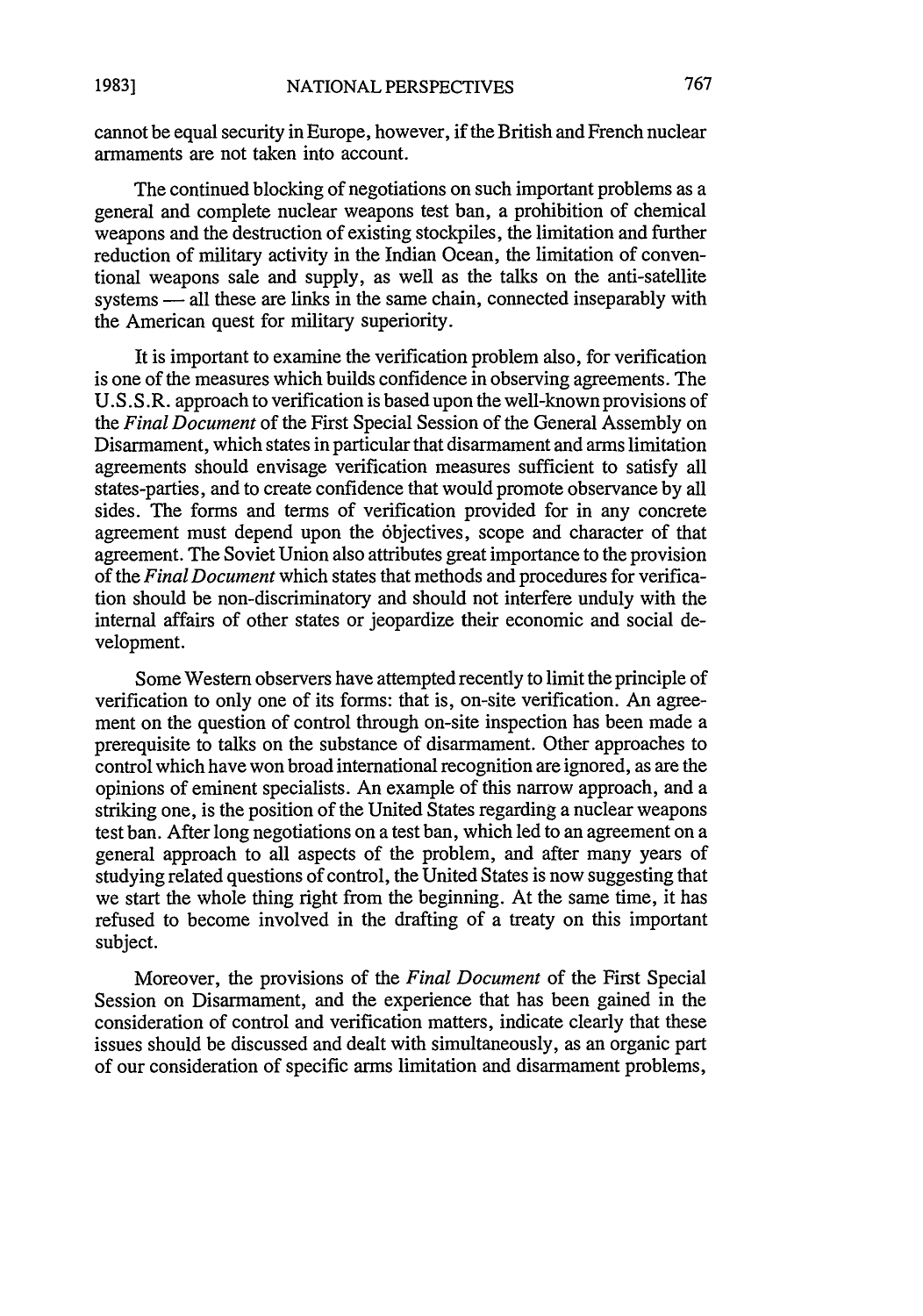cannot be equal security in Europe, however, if the British and French nuclear armaments are not taken into account.

The continued blocking of negotiations on such important problems as a general and complete nuclear weapons test ban, a prohibition of chemical weapons and the destruction of existing stockpiles, the limitation and further reduction of military activity in the Indian Ocean, the limitation of conventional weapons sale and supply, as well as the talks on the anti-satellite systems — all these are links in the same chain, connected inseparably with the American quest for military superiority.

It is important to examine the verification problem also, for verification is one of the measures which builds confidence in observing agreements. The U.S.S.R. approach to verification is based upon the well-known provisions of the *Final Document* of the First Special Session of the General Assembly on Disarmament, which states in particular that disarmament and arms limitation agreements should envisage verification measures sufficient to satisfy all states-parties, and to create confidence that would promote observance by all sides. The forms and terms of verification provided for in any concrete agreement must depend upon the objectives, scope and character of that agreement. The Soviet Union also attributes great importance to the provision of the *Final Document* which states that methods and procedures for verification should be non-discriminatory and should not interfere unduly with the internal affairs of other states or jeopardize their economic and social development.

Some Western observers have attempted recently to limit the principle of verification to only one of its forms: that is, on-site verification. An agreement on the question of control through on-site inspection has been made a prerequisite to talks on the substance of disarmament. Other approaches to control which have won broad international recognition are ignored, as are the opinions of eminent specialists. An example of this narrow approach, and a striking one, is the position of the United States regarding a nuclear weapons test ban. After long negotiations on a test ban, which led to an agreement on a general approach to all aspects of the problem, and after many years of studying related questions of control, the United States is now suggesting that we start the whole thing right from the beginning. At the same time, it has refused to become involved in the drafting of a treaty on this important subject.

Moreover, the provisions of the *Final Document* of the First Special Session on Disarmament, and the experience that has been gained in the consideration of control and verification matters, indicate clearly that these issues should be discussed and dealt with simultaneously, as an organic part of our consideration of specific arms limitation and disarmament problems,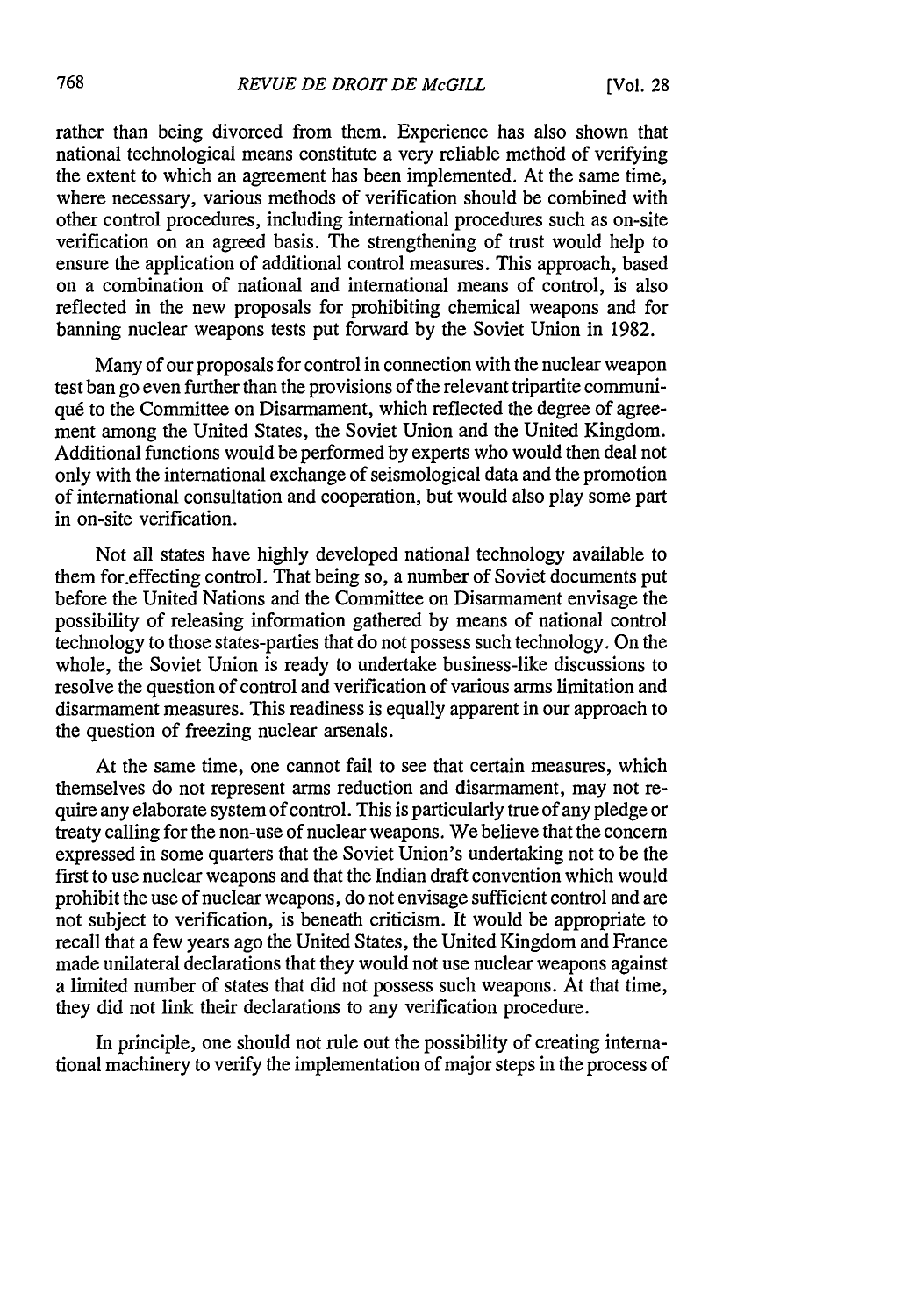rather than being divorced from them. Experience has also shown that national technological means constitute a very reliable method of verifying the extent to which an agreement has been implemented. At the same time, where necessary, various methods of verification should be combined with other control procedures, including international procedures such as on-site verification on an agreed basis. The strengthening of trust would help to ensure the application of additional control measures. This approach, based on a combination of national and international means of control, is also reflected in the new proposals for prohibiting chemical weapons and for banning nuclear weapons tests put forward by the Soviet Union in 1982.

Many of our proposals for control in connection with the nuclear weapon test ban go even further than the provisions of the relevant tripartite communiqué to the Committee on Disarmament, which reflected the degree of agreement among the United States, the Soviet Union and the United Kingdom. Additional functions would be performed by experts who would then deal not only with the international exchange of seismological data and the promotion of international consultation and cooperation, but would also play some part in on-site verification.

Not all states have highly developed national technology available to them for effecting control. That being so, a number of Soviet documents put before the United Nations and the Committee on Disarmament envisage the possibility of releasing information gathered by means of national control technology to those states-parties that do not possess such technology. On the whole, the Soviet Union is ready to undertake business-like discussions to resolve the question of control and verification of various arms limitation and disarmament measures. This readiness is equally apparent in our approach to the question of freezing nuclear arsenals.

At the same time, one cannot fail to see that certain measures, which themselves do not represent arms reduction and disarmament, may not require any elaborate system of control. This is particularly true of any pledge or treaty calling for the non-use of nuclear weapons. We believe that the concern expressed in some quarters that the Soviet Union's undertaking not to be the first to use nuclear weapons and that the Indian draft convention which would prohibit the use of nuclear weapons, do not envisage sufficient control and are not subject to verification, is beneath criticism. It would be appropriate to recall that a few years ago the United States, the United Kingdom and France made unilateral declarations that they would not use nuclear weapons against a limited number of states that did not possess such weapons. At that time, they did not link their declarations to any verification procedure.

In principle, one should not rule out the possibility of creating international machinery to verify the implementation of major steps in the process of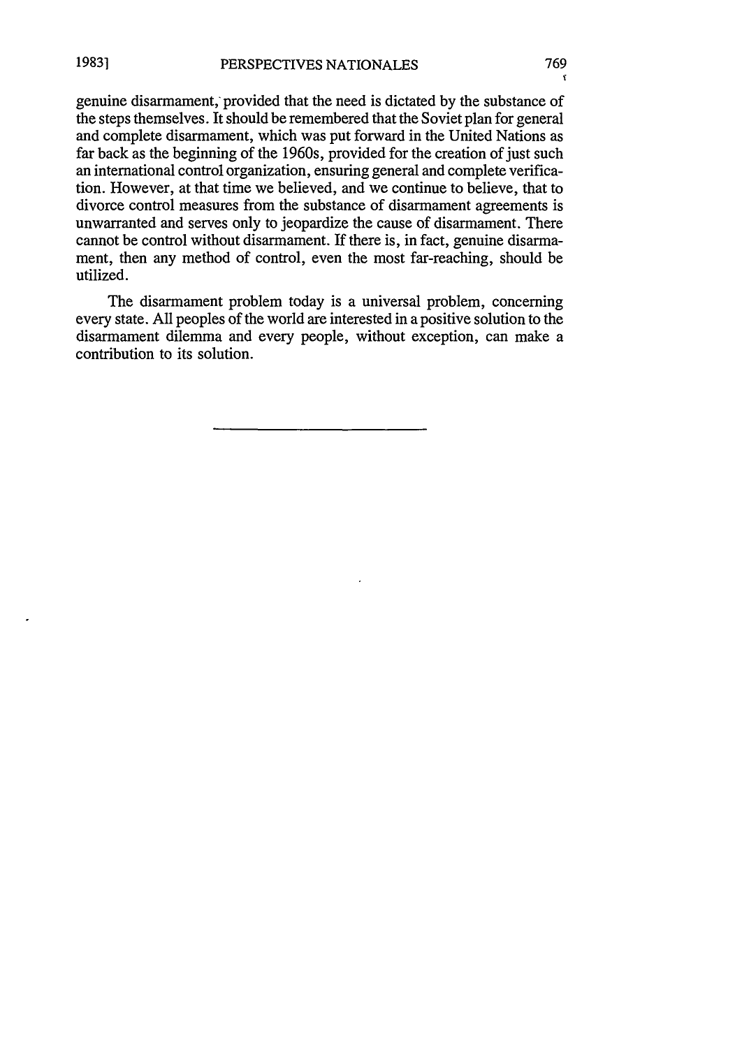genuine disarmament, provided that the need is dictated by the substance of the steps themselves. It should be remembered that the Soviet plan for general and complete disarmament, which was put forward in the United Nations as far back as the beginning of the 1960s, provided for the creation of just such an international control organization, ensuring general and complete verification. However, at that time we believed, and we continue to believe, that to divorce control measures from the substance of disarmament agreements is unwarranted and serves only to jeopardize the cause of disarmament. There cannot be control without disarmament. If there is, in fact, genuine disarmament, then any method of control, even the most far-reaching, should be utilized.

The disarmament problem today is a universal problem, concerning every state. All peoples of the world are interested in a positive solution to the disarmament dilemma and every people, without exception, can make a contribution to its solution.